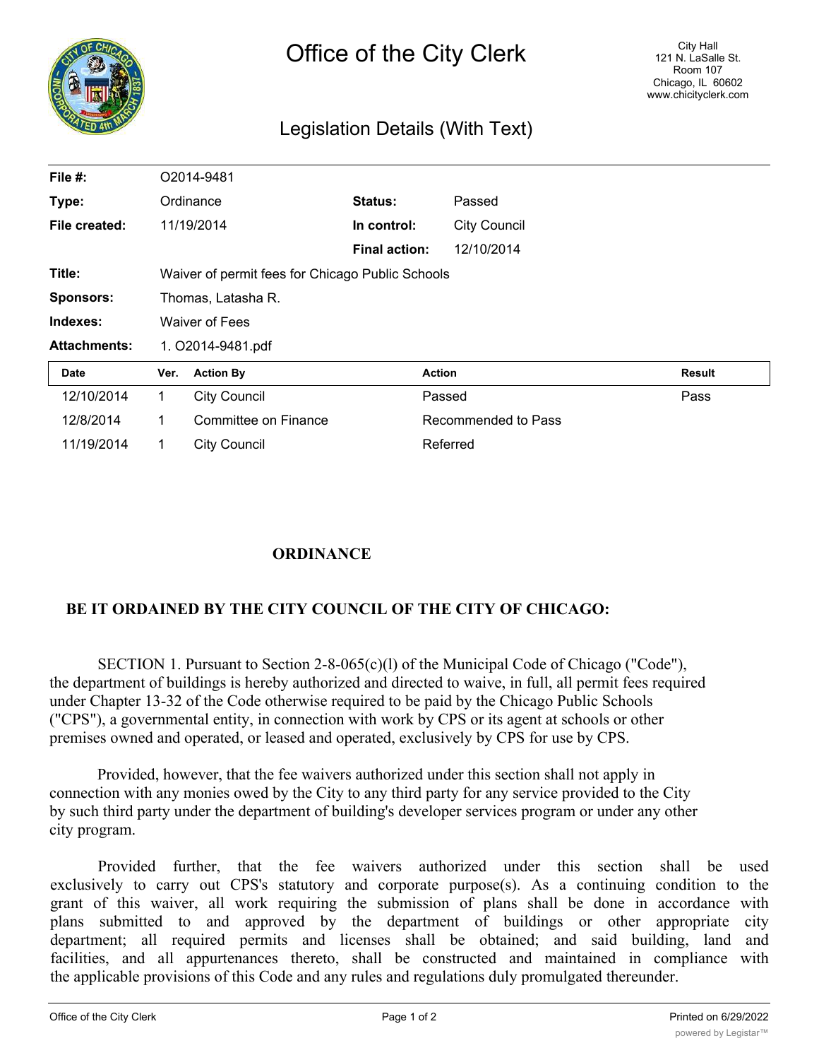# Office of the City Clerk

City Hall
121 N. LaSalle St.
Room 107
Chicago, IL 60602
www.chicityclerk.com

## Legislation Details (With Text)

| | | | |
|---|---|---|---|
| **File #:** | O2014-9481 | | |
| **Type:** | Ordinance | **Status:** | Passed |
| **File created:** | 11/19/2014 | **In control:** | City Council |
| | | **Final action:** | 12/10/2014 |
| **Title:** | Waiver of permit fees for Chicago Public Schools | | |
| **Sponsors:** | Thomas, Latasha R. | | |
| **Indexes:** | Waiver of Fees | | |
| **Attachments:** | 1. O2014-9481.pdf | | |

| Date | Ver. | Action By | Action | Result |
|---|---|---|---|---|
| 12/10/2014 | 1 | City Council | Passed | Pass |
| 12/8/2014 | 1 | Committee on Finance | Recommended to Pass | |
| 11/19/2014 | 1 | City Council | Referred | |

**ORDINANCE**

**BE IT ORDAINED BY THE CITY COUNCIL OF THE CITY OF CHICAGO:**

SECTION 1. Pursuant to Section 2-8-065(c)(l) of the Municipal Code of Chicago ("Code"), the department of buildings is hereby authorized and directed to waive, in full, all permit fees required under Chapter 13-32 of the Code otherwise required to be paid by the Chicago Public Schools ("CPS"), a governmental entity, in connection with work by CPS or its agent at schools or other premises owned and operated, or leased and operated, exclusively by CPS for use by CPS.

Provided, however, that the fee waivers authorized under this section shall not apply in connection with any monies owed by the City to any third party for any service provided to the City by such third party under the department of building's developer services program or under any other city program.

Provided further, that the fee waivers authorized under this section shall be used exclusively to carry out CPS's statutory and corporate purpose(s). As a continuing condition to the grant of this waiver, all work requiring the submission of plans shall be done in accordance with plans submitted to and approved by the department of buildings or other appropriate city department; all required permits and licenses shall be obtained; and said building, land and facilities, and all appurtenances thereto, shall be constructed and maintained in compliance with the applicable provisions of this Code and any rules and regulations duly promulgated thereunder.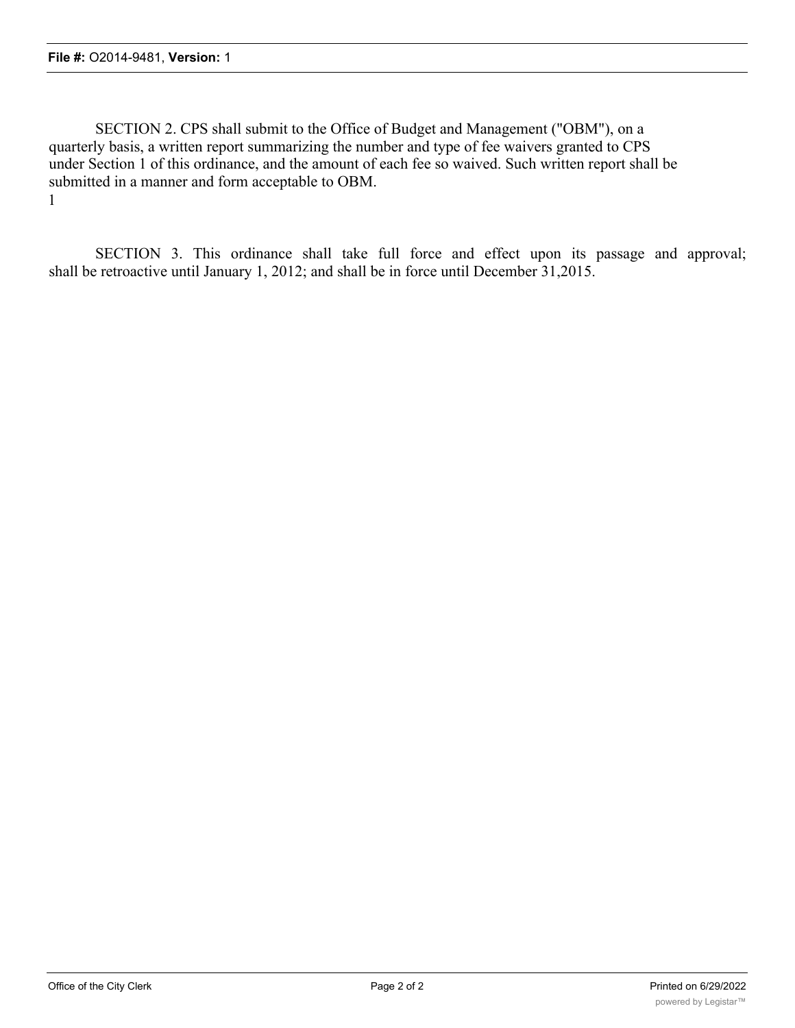SECTION 2. CPS shall submit to the Office of Budget and Management ("OBM"), on a quarterly basis, a written report summarizing the number and type of fee waivers granted to CPS under Section 1 of this ordinance, and the amount of each fee so waived. Such written report shall be submitted in a manner and form acceptable to OBM.

1

SECTION 3. This ordinance shall take full force and effect upon its passage and approval; shall be retroactive until January 1, 2012; and shall be in force until December 31,2015.